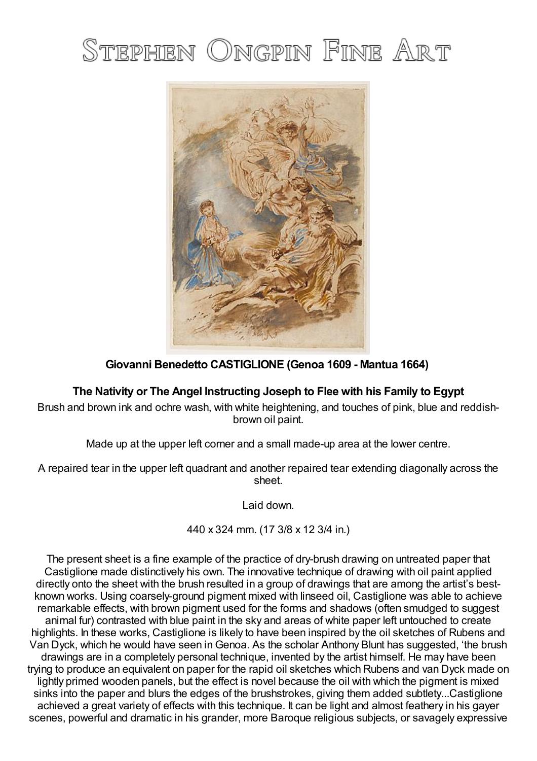# Stephen Ongpin Fine Art

**Giovanni Benedetto CASTIGLIONE (Genoa 1609 - Mantua 1664)**

**The Nativity or The Angel Instructing Joseph to Flee with his Family to Egypt**

Brush and brown ink and ochre wash, with white heightening, and touches of pink, blue and reddish-brown oil paint.

Made up at the upper left corner and a small made-up area at the lower centre.

A repaired tear in the upper left quadrant and another repaired tear extending diagonally across the sheet.

Laid down.

440 x 324 mm. (17 3/8 x 12 3/4 in.)

The present sheet is a fine example of the practice of dry-brush drawing on untreated paper that Castiglione made distinctively his own. The innovative technique of drawing with oil paint applied directly onto the sheet with the brush resulted in a group of drawings that are among the artist's best-known works. Using coarsely-ground pigment mixed with linseed oil, Castiglione was able to achieve remarkable effects, with brown pigment used for the forms and shadows (often smudged to suggest animal fur) contrasted with blue paint in the sky and areas of white paper left untouched to create highlights. In these works, Castiglione is likely to have been inspired by the oil sketches of Rubens and Van Dyck, which he would have seen in Genoa. As the scholar Anthony Blunt has suggested, 'the brush drawings are in a completely personal technique, invented by the artist himself. He may have been trying to produce an equivalent on paper for the rapid oil sketches which Rubens and van Dyck made on lightly primed wooden panels, but the effect is novel because the oil with which the pigment is mixed sinks into the paper and blurs the edges of the brushstrokes, giving them added subtlety...Castiglione achieved a great variety of effects with this technique. It can be light and almost feathery in his gayer scenes, powerful and dramatic in his grander, more Baroque religious subjects, or savagely expressive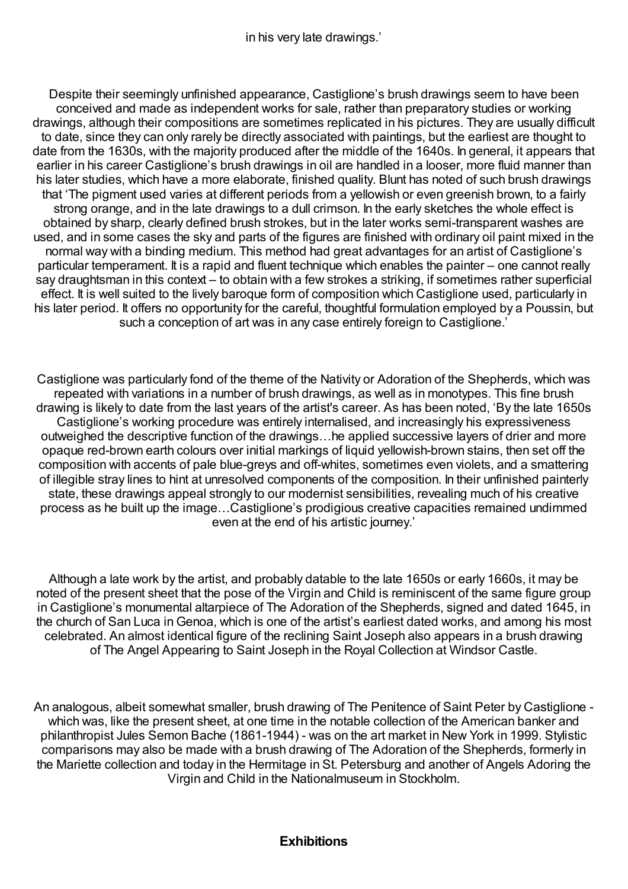in his very late drawings.'

Despite their seemingly unfinished appearance, Castiglione's brush drawings seem to have been conceived and made as independent works for sale, rather than preparatory studies or working drawings, although their compositions are sometimes replicated in his pictures. They are usually difficult to date, since they can only rarely be directly associated with paintings, but the earliest are thought to date from the 1630s, with the majority produced after the middle of the 1640s. In general, it appears that earlier in his career Castiglione's brush drawings in oil are handled in a looser, more fluid manner than his later studies, which have a more elaborate, finished quality. Blunt has noted of such brush drawings that 'The pigment used varies at different periods from a yellowish or even greenish brown, to a fairly strong orange, and in the late drawings to a dull crimson. In the early sketches the whole effect is obtained by sharp, clearly defined brush strokes, but in the later works semi-transparent washes are used, and in some cases the sky and parts of the figures are finished with ordinary oil paint mixed in the normal way with a binding medium. This method had great advantages for an artist of Castiglione's particular temperament. It is a rapid and fluent technique which enables the painter – one cannot really say draughtsman in this context – to obtain with a few strokes a striking, if sometimes rather superficial effect. It is well suited to the lively baroque form of composition which Castiglione used, particularly in his later period. It offers no opportunity for the careful, thoughtful formulation employed by a Poussin, but such a conception of art was in any case entirely foreign to Castiglione.'

Castiglione was particularly fond of the theme of the Nativity or Adoration of the Shepherds, which was repeated with variations in a number of brush drawings, as well as in monotypes. This fine brush drawing is likely to date from the last years of the artist's career. As has been noted, 'By the late 1650s Castiglione's working procedure was entirely internalised, and increasingly his expressiveness outweighed the descriptive function of the drawings…he applied successive layers of drier and more opaque red-brown earth colours over initial markings of liquid yellowish-brown stains, then set off the composition with accents of pale blue-greys and off-whites, sometimes even violets, and a smattering of illegible stray lines to hint at unresolved components of the composition. In their unfinished painterly state, these drawings appeal strongly to our modernist sensibilities, revealing much of his creative process as he built up the image…Castiglione's prodigious creative capacities remained undimmed even at the end of his artistic journey.'

Although a late work by the artist, and probably datable to the late 1650s or early 1660s, it may be noted of the present sheet that the pose of the Virgin and Child is reminiscent of the same figure group in Castiglione's monumental altarpiece of The Adoration of the Shepherds, signed and dated 1645, in the church of San Luca in Genoa, which is one of the artist's earliest dated works, and among his most celebrated. An almost identical figure of the reclining Saint Joseph also appears in a brush drawing of The Angel Appearing to Saint Joseph in the Royal Collection at Windsor Castle.

An analogous, albeit somewhat smaller, brush drawing of The Penitence of Saint Peter by Castiglione - which was, like the present sheet, at one time in the notable collection of the American banker and philanthropist Jules Semon Bache (1861-1944) - was on the art market in New York in 1999. Stylistic comparisons may also be made with a brush drawing of The Adoration of the Shepherds, formerly in the Mariette collection and today in the Hermitage in St. Petersburg and another of Angels Adoring the Virgin and Child in the Nationalmuseum in Stockholm.

**Exhibitions**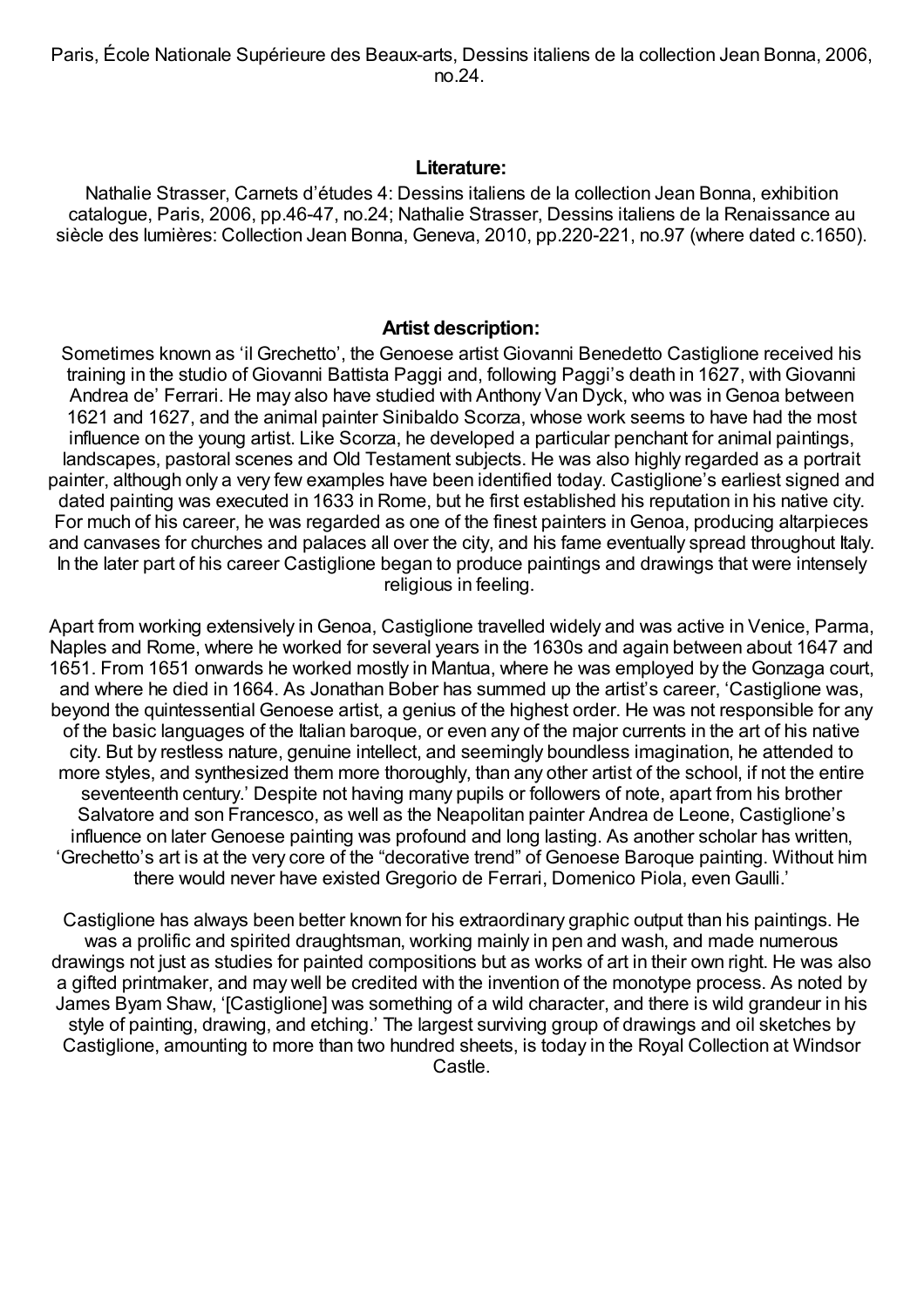Paris, École Nationale Supérieure des Beaux-arts, Dessins italiens de la collection Jean Bonna, 2006, no.24.

## Literature:

Nathalie Strasser, Carnets d'études 4: Dessins italiens de la collection Jean Bonna, exhibition catalogue, Paris, 2006, pp.46-47, no.24; Nathalie Strasser, Dessins italiens de la Renaissance au siècle des lumières: Collection Jean Bonna, Geneva, 2010, pp.220-221, no.97 (where dated c.1650).

## Artist description:

Sometimes known as 'il Grechetto', the Genoese artist Giovanni Benedetto Castiglione received his training in the studio of Giovanni Battista Paggi and, following Paggi's death in 1627, with Giovanni Andrea de' Ferrari. He may also have studied with Anthony Van Dyck, who was in Genoa between 1621 and 1627, and the animal painter Sinibaldo Scorza, whose work seems to have had the most influence on the young artist. Like Scorza, he developed a particular penchant for animal paintings, landscapes, pastoral scenes and Old Testament subjects. He was also highly regarded as a portrait painter, although only a very few examples have been identified today. Castiglione's earliest signed and dated painting was executed in 1633 in Rome, but he first established his reputation in his native city. For much of his career, he was regarded as one of the finest painters in Genoa, producing altarpieces and canvases for churches and palaces all over the city, and his fame eventually spread throughout Italy. In the later part of his career Castiglione began to produce paintings and drawings that were intensely religious in feeling.

Apart from working extensively in Genoa, Castiglione travelled widely and was active in Venice, Parma, Naples and Rome, where he worked for several years in the 1630s and again between about 1647 and 1651. From 1651 onwards he worked mostly in Mantua, where he was employed by the Gonzaga court, and where he died in 1664. As Jonathan Bober has summed up the artist's career, 'Castiglione was, beyond the quintessential Genoese artist, a genius of the highest order. He was not responsible for any of the basic languages of the Italian baroque, or even any of the major currents in the art of his native city. But by restless nature, genuine intellect, and seemingly boundless imagination, he attended to more styles, and synthesized them more thoroughly, than any other artist of the school, if not the entire seventeenth century.' Despite not having many pupils or followers of note, apart from his brother Salvatore and son Francesco, as well as the Neapolitan painter Andrea de Leone, Castiglione's influence on later Genoese painting was profound and long lasting. As another scholar has written, 'Grechetto's art is at the very core of the "decorative trend" of Genoese Baroque painting. Without him there would never have existed Gregorio de Ferrari, Domenico Piola, even Gaulli.'

Castiglione has always been better known for his extraordinary graphic output than his paintings. He was a prolific and spirited draughtsman, working mainly in pen and wash, and made numerous drawings not just as studies for painted compositions but as works of art in their own right. He was also a gifted printmaker, and may well be credited with the invention of the monotype process. As noted by James Byam Shaw, '[Castiglione] was something of a wild character, and there is wild grandeur in his style of painting, drawing, and etching.' The largest surviving group of drawings and oil sketches by Castiglione, amounting to more than two hundred sheets, is today in the Royal Collection at Windsor Castle.